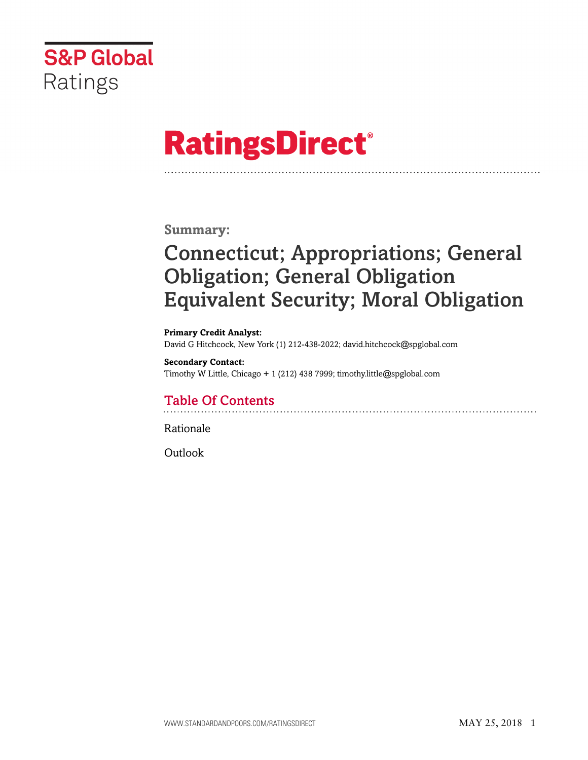S&P Global Ratings

# RatingsDirect®

## Summary:

# Connecticut; Appropriations; General Obligation; General Obligation Equivalent Security; Moral Obligation

**Primary Credit Analyst:**
David G Hitchcock, New York (1) 212-438-2022; david.hitchcock@spglobal.com

**Secondary Contact:**
Timothy W Little, Chicago + 1 (212) 438 7999; timothy.little@spglobal.com

## Table Of Contents

Rationale

Outlook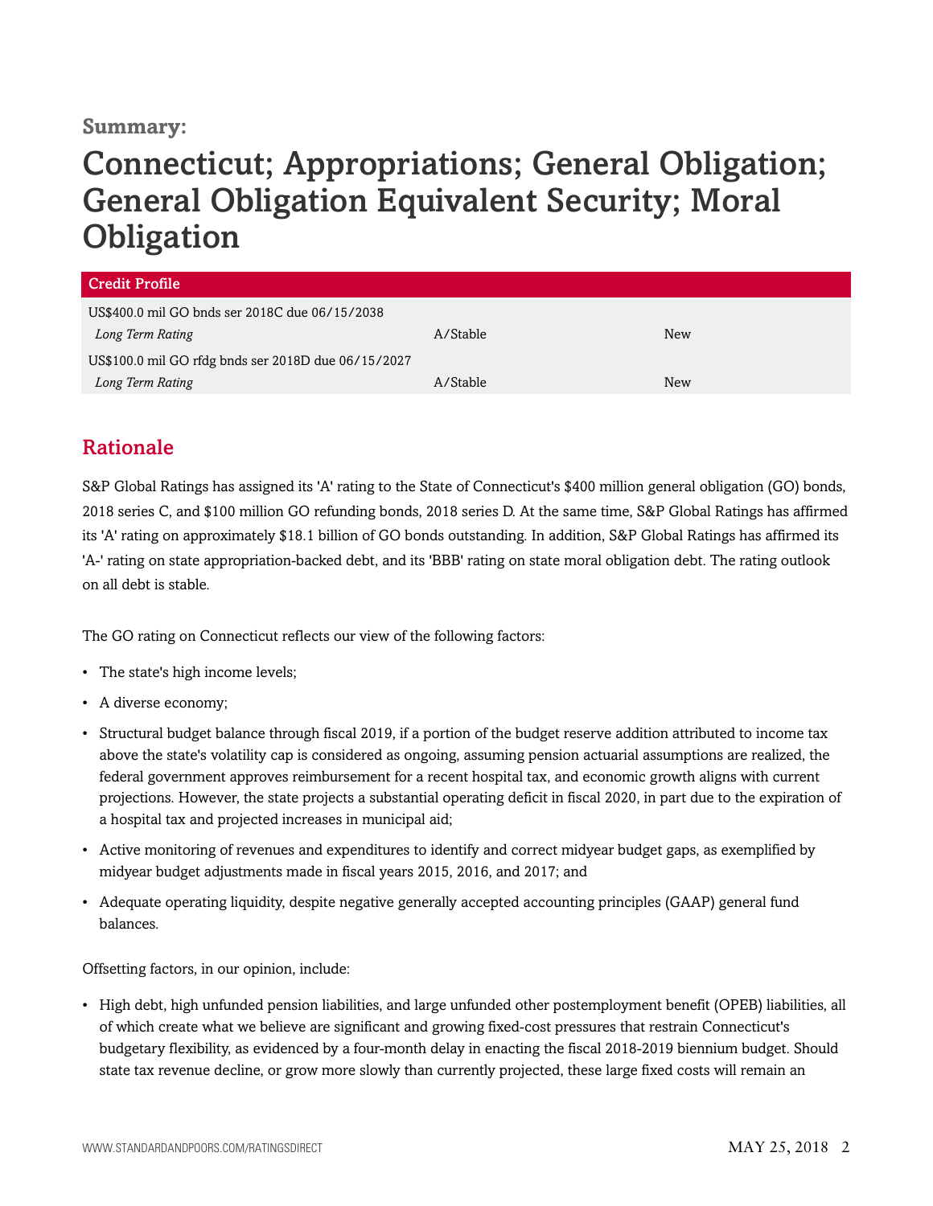**Summary:**

# Connecticut; Appropriations; General Obligation; General Obligation Equivalent Security; Moral Obligation

| Credit Profile | | |
|---|---|---|
| US$400.0 mil GO bnds ser 2018C due 06/15/2038 | | |
| *Long Term Rating* | A/Stable | New |
| US$100.0 mil GO rfdg bnds ser 2018D due 06/15/2027 | | |
| *Long Term Rating* | A/Stable | New |

## Rationale

S&P Global Ratings has assigned its 'A' rating to the State of Connecticut's $400 million general obligation (GO) bonds, 2018 series C, and $100 million GO refunding bonds, 2018 series D. At the same time, S&P Global Ratings has affirmed its 'A' rating on approximately $18.1 billion of GO bonds outstanding. In addition, S&P Global Ratings has affirmed its 'A-' rating on state appropriation-backed debt, and its 'BBB' rating on state moral obligation debt. The rating outlook on all debt is stable.

The GO rating on Connecticut reflects our view of the following factors:

- The state's high income levels;
- A diverse economy;
- Structural budget balance through fiscal 2019, if a portion of the budget reserve addition attributed to income tax above the state's volatility cap is considered as ongoing, assuming pension actuarial assumptions are realized, the federal government approves reimbursement for a recent hospital tax, and economic growth aligns with current projections. However, the state projects a substantial operating deficit in fiscal 2020, in part due to the expiration of a hospital tax and projected increases in municipal aid;
- Active monitoring of revenues and expenditures to identify and correct midyear budget gaps, as exemplified by midyear budget adjustments made in fiscal years 2015, 2016, and 2017; and
- Adequate operating liquidity, despite negative generally accepted accounting principles (GAAP) general fund balances.

Offsetting factors, in our opinion, include:

- High debt, high unfunded pension liabilities, and large unfunded other postemployment benefit (OPEB) liabilities, all of which create what we believe are significant and growing fixed-cost pressures that restrain Connecticut's budgetary flexibility, as evidenced by a four-month delay in enacting the fiscal 2018-2019 biennium budget. Should state tax revenue decline, or grow more slowly than currently projected, these large fixed costs will remain an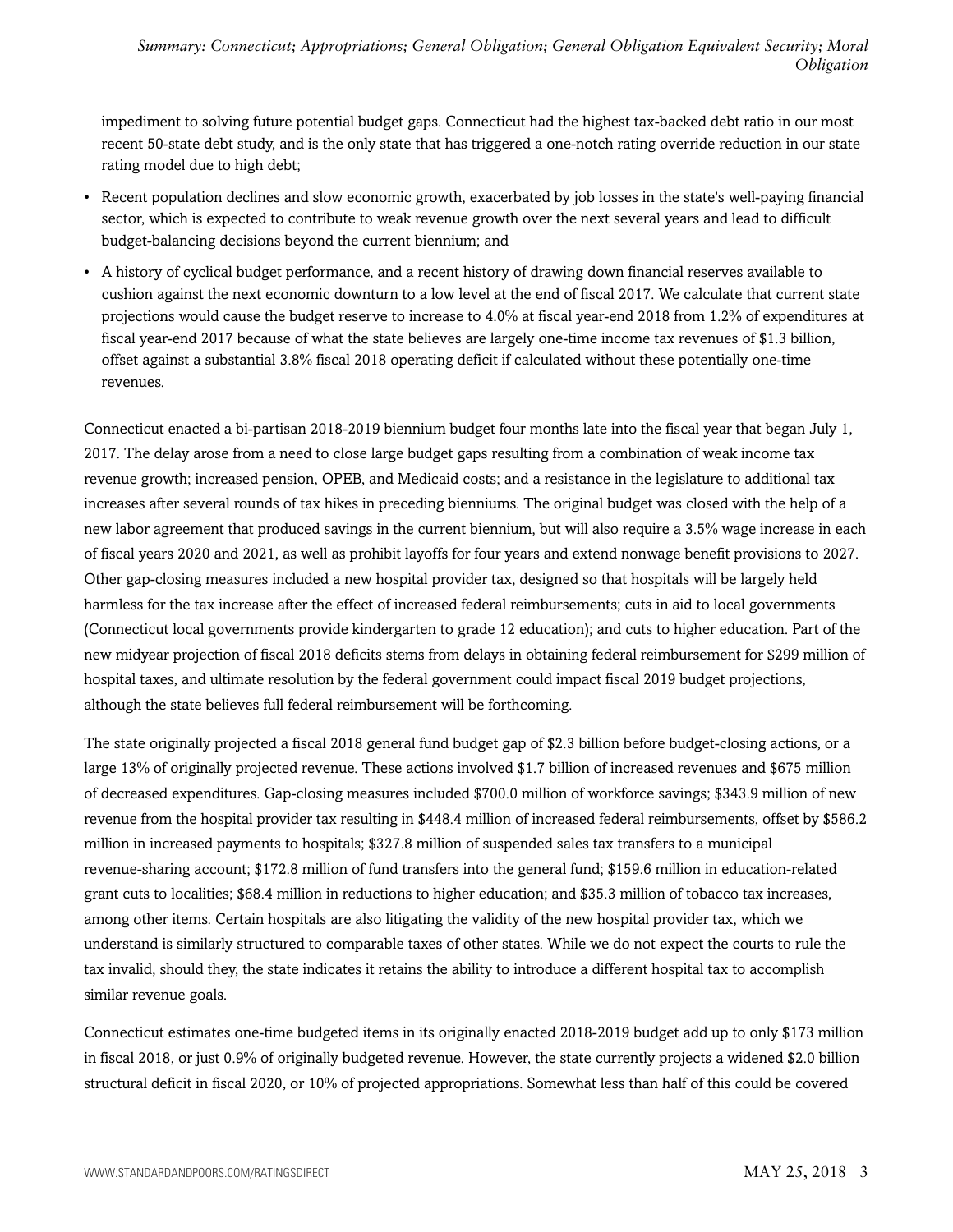impediment to solving future potential budget gaps. Connecticut had the highest tax-backed debt ratio in our most recent 50-state debt study, and is the only state that has triggered a one-notch rating override reduction in our state rating model due to high debt;

- Recent population declines and slow economic growth, exacerbated by job losses in the state's well-paying financial sector, which is expected to contribute to weak revenue growth over the next several years and lead to difficult budget-balancing decisions beyond the current biennium; and
- A history of cyclical budget performance, and a recent history of drawing down financial reserves available to cushion against the next economic downturn to a low level at the end of fiscal 2017. We calculate that current state projections would cause the budget reserve to increase to 4.0% at fiscal year-end 2018 from 1.2% of expenditures at fiscal year-end 2017 because of what the state believes are largely one-time income tax revenues of $1.3 billion, offset against a substantial 3.8% fiscal 2018 operating deficit if calculated without these potentially one-time revenues.

Connecticut enacted a bi-partisan 2018-2019 biennium budget four months late into the fiscal year that began July 1, 2017. The delay arose from a need to close large budget gaps resulting from a combination of weak income tax revenue growth; increased pension, OPEB, and Medicaid costs; and a resistance in the legislature to additional tax increases after several rounds of tax hikes in preceding bienniums. The original budget was closed with the help of a new labor agreement that produced savings in the current biennium, but will also require a 3.5% wage increase in each of fiscal years 2020 and 2021, as well as prohibit layoffs for four years and extend nonwage benefit provisions to 2027. Other gap-closing measures included a new hospital provider tax, designed so that hospitals will be largely held harmless for the tax increase after the effect of increased federal reimbursements; cuts in aid to local governments (Connecticut local governments provide kindergarten to grade 12 education); and cuts to higher education. Part of the new midyear projection of fiscal 2018 deficits stems from delays in obtaining federal reimbursement for $299 million of hospital taxes, and ultimate resolution by the federal government could impact fiscal 2019 budget projections, although the state believes full federal reimbursement will be forthcoming.

The state originally projected a fiscal 2018 general fund budget gap of $2.3 billion before budget-closing actions, or a large 13% of originally projected revenue. These actions involved $1.7 billion of increased revenues and $675 million of decreased expenditures. Gap-closing measures included $700.0 million of workforce savings; $343.9 million of new revenue from the hospital provider tax resulting in $448.4 million of increased federal reimbursements, offset by $586.2 million in increased payments to hospitals; $327.8 million of suspended sales tax transfers to a municipal revenue-sharing account; $172.8 million of fund transfers into the general fund; $159.6 million in education-related grant cuts to localities; $68.4 million in reductions to higher education; and $35.3 million of tobacco tax increases, among other items. Certain hospitals are also litigating the validity of the new hospital provider tax, which we understand is similarly structured to comparable taxes of other states. While we do not expect the courts to rule the tax invalid, should they, the state indicates it retains the ability to introduce a different hospital tax to accomplish similar revenue goals.

Connecticut estimates one-time budgeted items in its originally enacted 2018-2019 budget add up to only $173 million in fiscal 2018, or just 0.9% of originally budgeted revenue. However, the state currently projects a widened $2.0 billion structural deficit in fiscal 2020, or 10% of projected appropriations. Somewhat less than half of this could be covered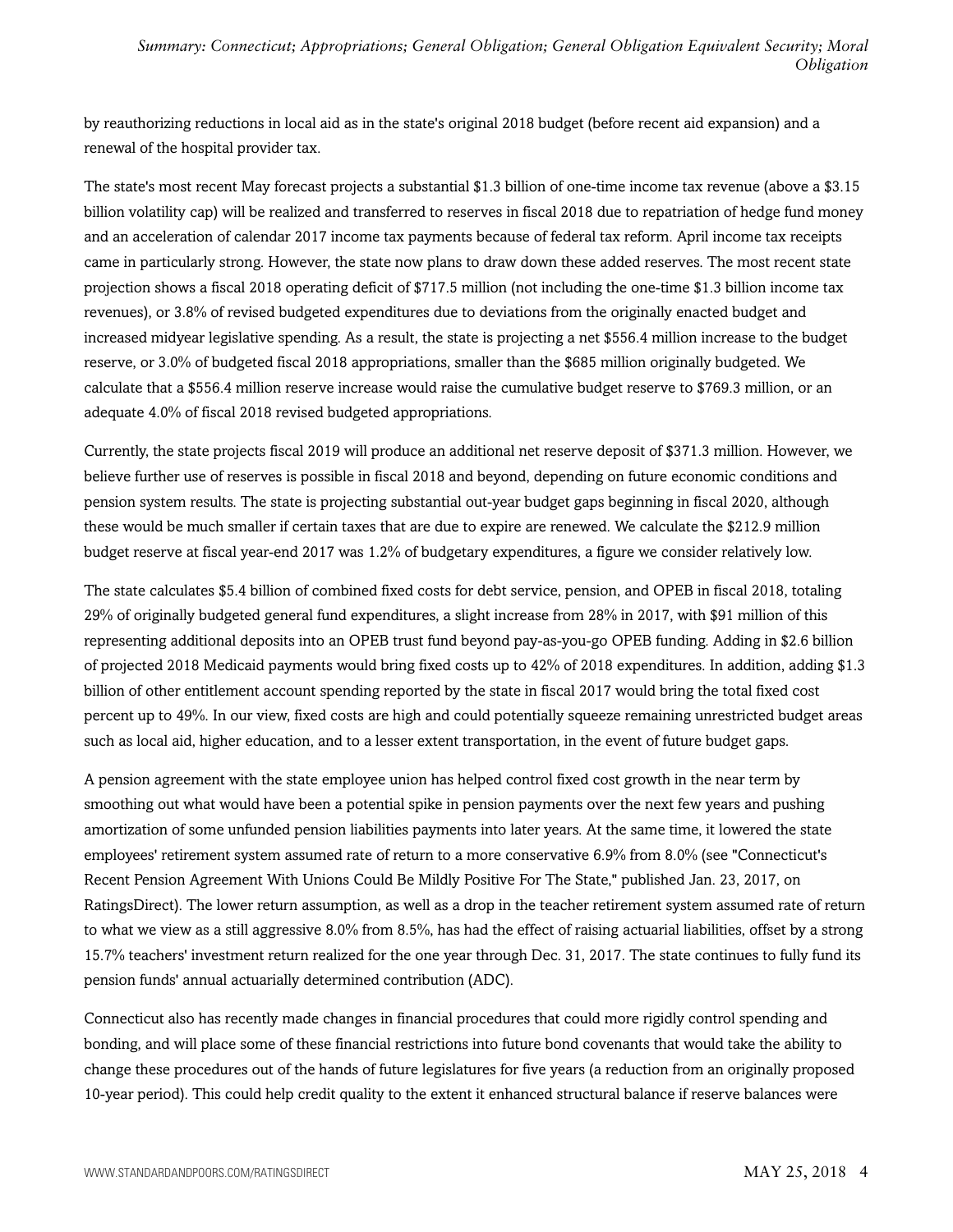by reauthorizing reductions in local aid as in the state's original 2018 budget (before recent aid expansion) and a renewal of the hospital provider tax.

The state's most recent May forecast projects a substantial $1.3 billion of one-time income tax revenue (above a $3.15 billion volatility cap) will be realized and transferred to reserves in fiscal 2018 due to repatriation of hedge fund money and an acceleration of calendar 2017 income tax payments because of federal tax reform. April income tax receipts came in particularly strong. However, the state now plans to draw down these added reserves. The most recent state projection shows a fiscal 2018 operating deficit of $717.5 million (not including the one-time $1.3 billion income tax revenues), or 3.8% of revised budgeted expenditures due to deviations from the originally enacted budget and increased midyear legislative spending. As a result, the state is projecting a net $556.4 million increase to the budget reserve, or 3.0% of budgeted fiscal 2018 appropriations, smaller than the $685 million originally budgeted. We calculate that a $556.4 million reserve increase would raise the cumulative budget reserve to $769.3 million, or an adequate 4.0% of fiscal 2018 revised budgeted appropriations.

Currently, the state projects fiscal 2019 will produce an additional net reserve deposit of $371.3 million. However, we believe further use of reserves is possible in fiscal 2018 and beyond, depending on future economic conditions and pension system results. The state is projecting substantial out-year budget gaps beginning in fiscal 2020, although these would be much smaller if certain taxes that are due to expire are renewed. We calculate the $212.9 million budget reserve at fiscal year-end 2017 was 1.2% of budgetary expenditures, a figure we consider relatively low.

The state calculates $5.4 billion of combined fixed costs for debt service, pension, and OPEB in fiscal 2018, totaling 29% of originally budgeted general fund expenditures, a slight increase from 28% in 2017, with $91 million of this representing additional deposits into an OPEB trust fund beyond pay-as-you-go OPEB funding. Adding in $2.6 billion of projected 2018 Medicaid payments would bring fixed costs up to 42% of 2018 expenditures. In addition, adding $1.3 billion of other entitlement account spending reported by the state in fiscal 2017 would bring the total fixed cost percent up to 49%. In our view, fixed costs are high and could potentially squeeze remaining unrestricted budget areas such as local aid, higher education, and to a lesser extent transportation, in the event of future budget gaps.

A pension agreement with the state employee union has helped control fixed cost growth in the near term by smoothing out what would have been a potential spike in pension payments over the next few years and pushing amortization of some unfunded pension liabilities payments into later years. At the same time, it lowered the state employees' retirement system assumed rate of return to a more conservative 6.9% from 8.0% (see "Connecticut's Recent Pension Agreement With Unions Could Be Mildly Positive For The State," published Jan. 23, 2017, on RatingsDirect). The lower return assumption, as well as a drop in the teacher retirement system assumed rate of return to what we view as a still aggressive 8.0% from 8.5%, has had the effect of raising actuarial liabilities, offset by a strong 15.7% teachers' investment return realized for the one year through Dec. 31, 2017. The state continues to fully fund its pension funds' annual actuarially determined contribution (ADC).

Connecticut also has recently made changes in financial procedures that could more rigidly control spending and bonding, and will place some of these financial restrictions into future bond covenants that would take the ability to change these procedures out of the hands of future legislatures for five years (a reduction from an originally proposed 10-year period). This could help credit quality to the extent it enhanced structural balance if reserve balances were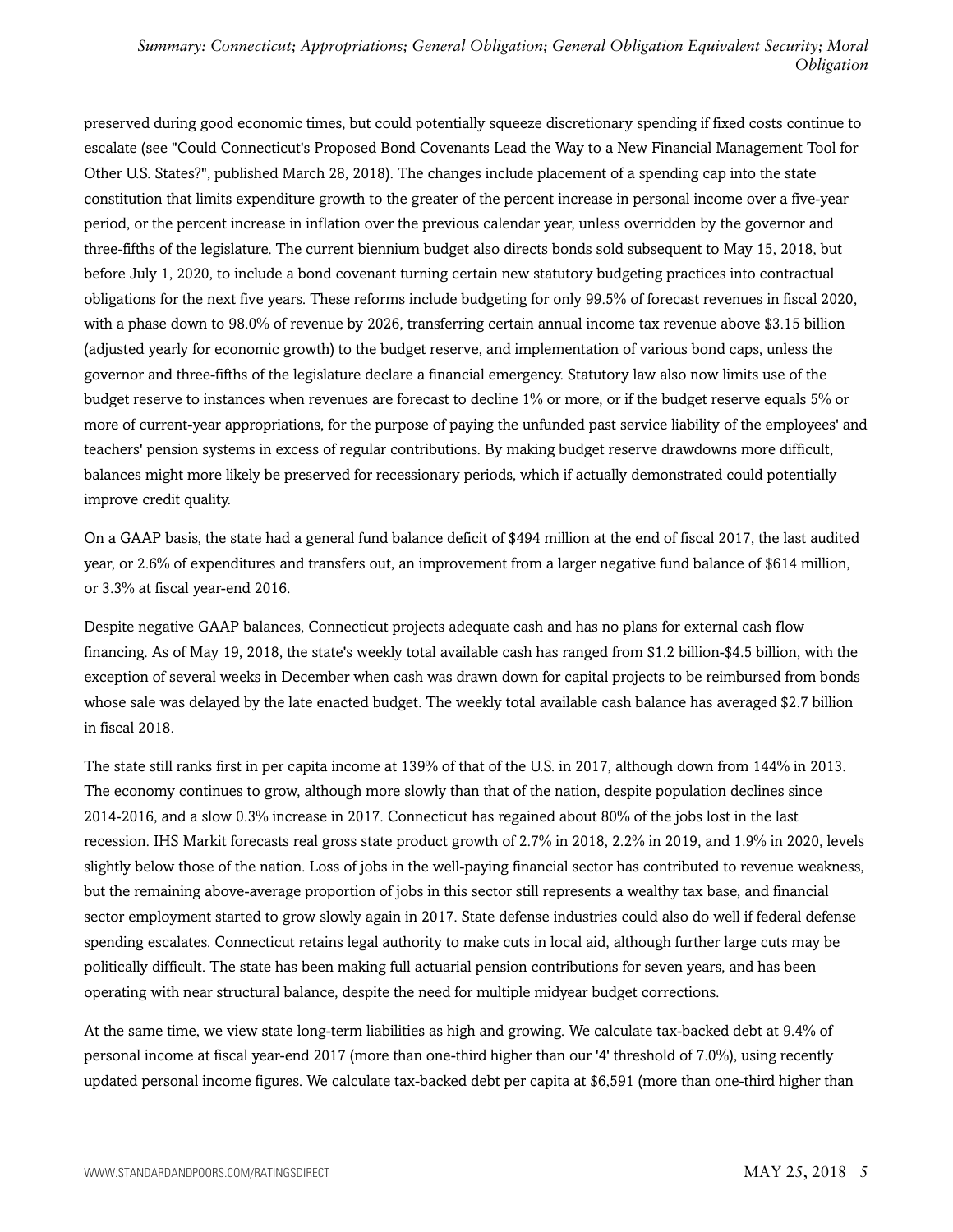preserved during good economic times, but could potentially squeeze discretionary spending if fixed costs continue to escalate (see "Could Connecticut's Proposed Bond Covenants Lead the Way to a New Financial Management Tool for Other U.S. States?", published March 28, 2018). The changes include placement of a spending cap into the state constitution that limits expenditure growth to the greater of the percent increase in personal income over a five-year period, or the percent increase in inflation over the previous calendar year, unless overridden by the governor and three-fifths of the legislature. The current biennium budget also directs bonds sold subsequent to May 15, 2018, but before July 1, 2020, to include a bond covenant turning certain new statutory budgeting practices into contractual obligations for the next five years. These reforms include budgeting for only 99.5% of forecast revenues in fiscal 2020, with a phase down to 98.0% of revenue by 2026, transferring certain annual income tax revenue above $3.15 billion (adjusted yearly for economic growth) to the budget reserve, and implementation of various bond caps, unless the governor and three-fifths of the legislature declare a financial emergency. Statutory law also now limits use of the budget reserve to instances when revenues are forecast to decline 1% or more, or if the budget reserve equals 5% or more of current-year appropriations, for the purpose of paying the unfunded past service liability of the employees' and teachers' pension systems in excess of regular contributions. By making budget reserve drawdowns more difficult, balances might more likely be preserved for recessionary periods, which if actually demonstrated could potentially improve credit quality.

On a GAAP basis, the state had a general fund balance deficit of $494 million at the end of fiscal 2017, the last audited year, or 2.6% of expenditures and transfers out, an improvement from a larger negative fund balance of $614 million, or 3.3% at fiscal year-end 2016.

Despite negative GAAP balances, Connecticut projects adequate cash and has no plans for external cash flow financing. As of May 19, 2018, the state's weekly total available cash has ranged from $1.2 billion-$4.5 billion, with the exception of several weeks in December when cash was drawn down for capital projects to be reimbursed from bonds whose sale was delayed by the late enacted budget. The weekly total available cash balance has averaged $2.7 billion in fiscal 2018.

The state still ranks first in per capita income at 139% of that of the U.S. in 2017, although down from 144% in 2013. The economy continues to grow, although more slowly than that of the nation, despite population declines since 2014-2016, and a slow 0.3% increase in 2017. Connecticut has regained about 80% of the jobs lost in the last recession. IHS Markit forecasts real gross state product growth of 2.7% in 2018, 2.2% in 2019, and 1.9% in 2020, levels slightly below those of the nation. Loss of jobs in the well-paying financial sector has contributed to revenue weakness, but the remaining above-average proportion of jobs in this sector still represents a wealthy tax base, and financial sector employment started to grow slowly again in 2017. State defense industries could also do well if federal defense spending escalates. Connecticut retains legal authority to make cuts in local aid, although further large cuts may be politically difficult. The state has been making full actuarial pension contributions for seven years, and has been operating with near structural balance, despite the need for multiple midyear budget corrections.

At the same time, we view state long-term liabilities as high and growing. We calculate tax-backed debt at 9.4% of personal income at fiscal year-end 2017 (more than one-third higher than our '4' threshold of 7.0%), using recently updated personal income figures. We calculate tax-backed debt per capita at $6,591 (more than one-third higher than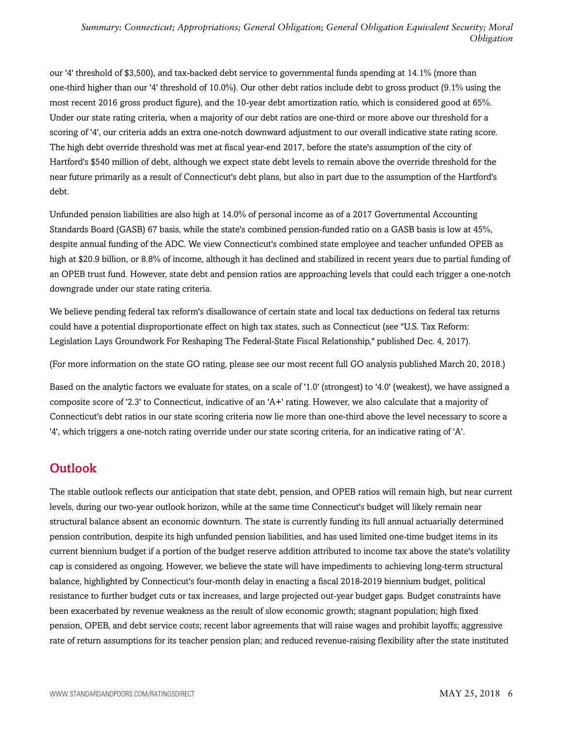our '4' threshold of $3,500), and tax-backed debt service to governmental funds spending at 14.1% (more than one-third higher than our '4' threshold of 10.0%). Our other debt ratios include debt to gross product (9.1% using the most recent 2016 gross product figure), and the 10-year debt amortization ratio, which is considered good at 65%. Under our state rating criteria, when a majority of our debt ratios are one-third or more above our threshold for a scoring of '4', our criteria adds an extra one-notch downward adjustment to our overall indicative state rating score. The high debt override threshold was met at fiscal year-end 2017, before the state's assumption of the city of Hartford's $540 million of debt, although we expect state debt levels to remain above the override threshold for the near future primarily as a result of Connecticut's debt plans, but also in part due to the assumption of the Hartford's debt.

Unfunded pension liabilities are also high at 14.0% of personal income as of a 2017 Governmental Accounting Standards Board (GASB) 67 basis, while the state's combined pension-funded ratio on a GASB basis is low at 45%, despite annual funding of the ADC. We view Connecticut's combined state employee and teacher unfunded OPEB as high at $20.9 billion, or 8.8% of income, although it has declined and stabilized in recent years due to partial funding of an OPEB trust fund. However, state debt and pension ratios are approaching levels that could each trigger a one-notch downgrade under our state rating criteria.

We believe pending federal tax reform's disallowance of certain state and local tax deductions on federal tax returns could have a potential disproportionate effect on high tax states, such as Connecticut (see "U.S. Tax Reform: Legislation Lays Groundwork For Reshaping The Federal-State Fiscal Relationship," published Dec. 4, 2017).

(For more information on the state GO rating, please see our most recent full GO analysis published March 20, 2018.)

Based on the analytic factors we evaluate for states, on a scale of '1.0' (strongest) to '4.0' (weakest), we have assigned a composite score of '2.3' to Connecticut, indicative of an 'A+' rating. However, we also calculate that a majority of Connecticut's debt ratios in our state scoring criteria now lie more than one-third above the level necessary to score a '4', which triggers a one-notch rating override under our state scoring criteria, for an indicative rating of 'A'.

## Outlook

The stable outlook reflects our anticipation that state debt, pension, and OPEB ratios will remain high, but near current levels, during our two-year outlook horizon, while at the same time Connecticut's budget will likely remain near structural balance absent an economic downturn. The state is currently funding its full annual actuarially determined pension contribution, despite its high unfunded pension liabilities, and has used limited one-time budget items in its current biennium budget if a portion of the budget reserve addition attributed to income tax above the state's volatility cap is considered as ongoing. However, we believe the state will have impediments to achieving long-term structural balance, highlighted by Connecticut's four-month delay in enacting a fiscal 2018-2019 biennium budget, political resistance to further budget cuts or tax increases, and large projected out-year budget gaps. Budget constraints have been exacerbated by revenue weakness as the result of slow economic growth; stagnant population; high fixed pension, OPEB, and debt service costs; recent labor agreements that will raise wages and prohibit layoffs; aggressive rate of return assumptions for its teacher pension plan; and reduced revenue-raising flexibility after the state instituted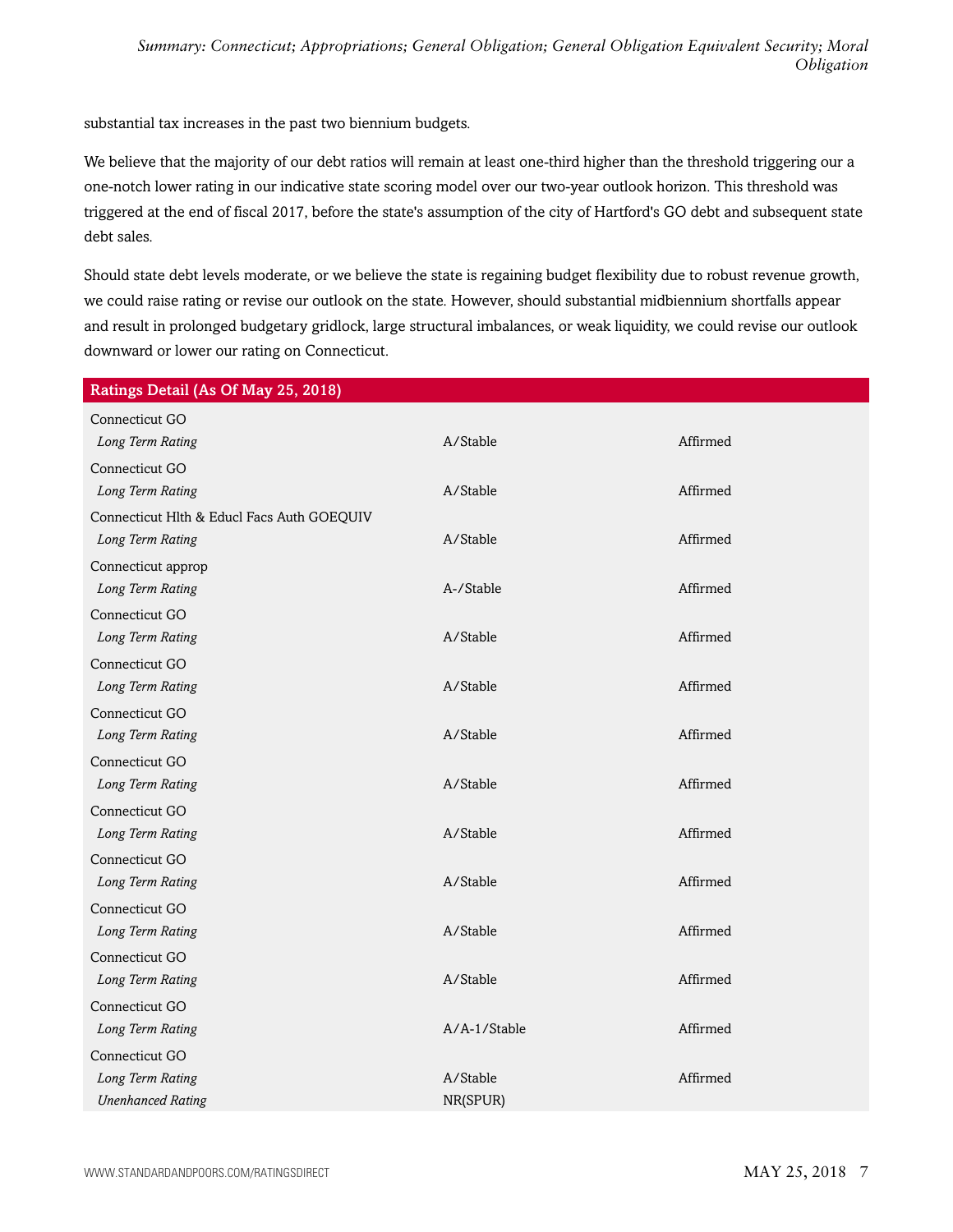substantial tax increases in the past two biennium budgets.

We believe that the majority of our debt ratios will remain at least one-third higher than the threshold triggering our a one-notch lower rating in our indicative state scoring model over our two-year outlook horizon. This threshold was triggered at the end of fiscal 2017, before the state's assumption of the city of Hartford's GO debt and subsequent state debt sales.

Should state debt levels moderate, or we believe the state is regaining budget flexibility due to robust revenue growth, we could raise rating or revise our outlook on the state. However, should substantial midbiennium shortfalls appear and result in prolonged budgetary gridlock, large structural imbalances, or weak liquidity, we could revise our outlook downward or lower our rating on Connecticut.

| Ratings Detail (As Of May 25, 2018) | | |
|---|---|---|
| Connecticut GO | | |
| *Long Term Rating* | A/Stable | Affirmed |
| Connecticut GO | | |
| *Long Term Rating* | A/Stable | Affirmed |
| Connecticut Hlth & Educl Facs Auth GOEQUIV | | |
| *Long Term Rating* | A/Stable | Affirmed |
| Connecticut approp | | |
| *Long Term Rating* | A-/Stable | Affirmed |
| Connecticut GO | | |
| *Long Term Rating* | A/Stable | Affirmed |
| Connecticut GO | | |
| *Long Term Rating* | A/Stable | Affirmed |
| Connecticut GO | | |
| *Long Term Rating* | A/Stable | Affirmed |
| Connecticut GO | | |
| *Long Term Rating* | A/Stable | Affirmed |
| Connecticut GO | | |
| *Long Term Rating* | A/Stable | Affirmed |
| Connecticut GO | | |
| *Long Term Rating* | A/Stable | Affirmed |
| Connecticut GO | | |
| *Long Term Rating* | A/Stable | Affirmed |
| Connecticut GO | | |
| *Long Term Rating* | A/Stable | Affirmed |
| Connecticut GO | | |
| *Long Term Rating* | A/A-1/Stable | Affirmed |
| Connecticut GO | | |
| *Long Term Rating* | A/Stable | Affirmed |
| *Unenhanced Rating* | NR(SPUR) | |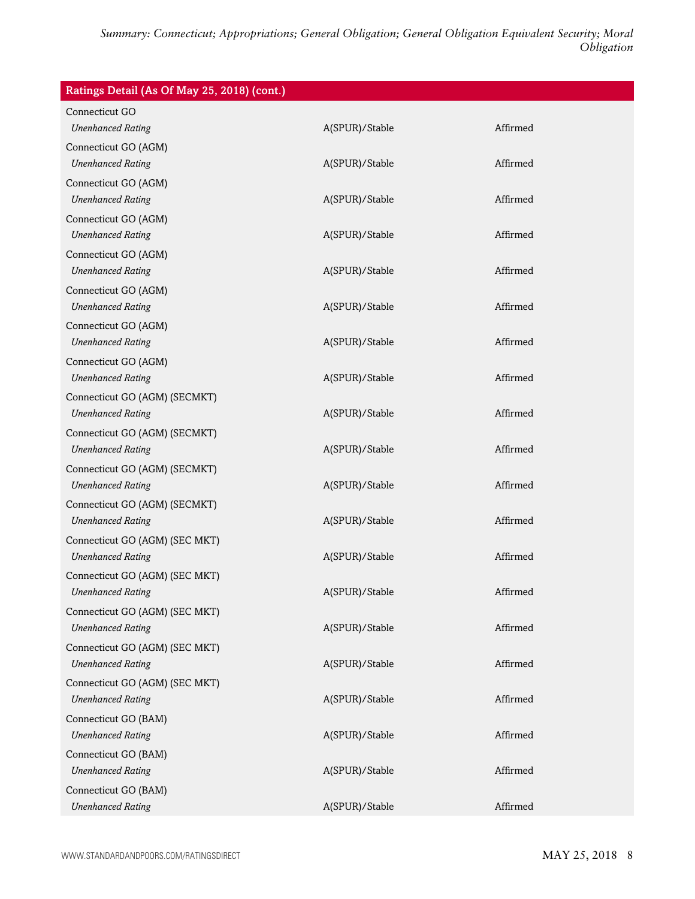| Ratings Detail (As Of May 25, 2018) (cont.) | | |
|---|---|---|
| Connecticut GO | | |
| *Unenhanced Rating* | A(SPUR)/Stable | Affirmed |
| Connecticut GO (AGM) | | |
| *Unenhanced Rating* | A(SPUR)/Stable | Affirmed |
| Connecticut GO (AGM) | | |
| *Unenhanced Rating* | A(SPUR)/Stable | Affirmed |
| Connecticut GO (AGM) | | |
| *Unenhanced Rating* | A(SPUR)/Stable | Affirmed |
| Connecticut GO (AGM) | | |
| *Unenhanced Rating* | A(SPUR)/Stable | Affirmed |
| Connecticut GO (AGM) | | |
| *Unenhanced Rating* | A(SPUR)/Stable | Affirmed |
| Connecticut GO (AGM) | | |
| *Unenhanced Rating* | A(SPUR)/Stable | Affirmed |
| Connecticut GO (AGM) | | |
| *Unenhanced Rating* | A(SPUR)/Stable | Affirmed |
| Connecticut GO (AGM) (SECMKT) | | |
| *Unenhanced Rating* | A(SPUR)/Stable | Affirmed |
| Connecticut GO (AGM) (SECMKT) | | |
| *Unenhanced Rating* | A(SPUR)/Stable | Affirmed |
| Connecticut GO (AGM) (SECMKT) | | |
| *Unenhanced Rating* | A(SPUR)/Stable | Affirmed |
| Connecticut GO (AGM) (SECMKT) | | |
| *Unenhanced Rating* | A(SPUR)/Stable | Affirmed |
| Connecticut GO (AGM) (SEC MKT) | | |
| *Unenhanced Rating* | A(SPUR)/Stable | Affirmed |
| Connecticut GO (AGM) (SEC MKT) | | |
| *Unenhanced Rating* | A(SPUR)/Stable | Affirmed |
| Connecticut GO (AGM) (SEC MKT) | | |
| *Unenhanced Rating* | A(SPUR)/Stable | Affirmed |
| Connecticut GO (AGM) (SEC MKT) | | |
| *Unenhanced Rating* | A(SPUR)/Stable | Affirmed |
| Connecticut GO (AGM) (SEC MKT) | | |
| *Unenhanced Rating* | A(SPUR)/Stable | Affirmed |
| Connecticut GO (BAM) | | |
| *Unenhanced Rating* | A(SPUR)/Stable | Affirmed |
| Connecticut GO (BAM) | | |
| *Unenhanced Rating* | A(SPUR)/Stable | Affirmed |
| Connecticut GO (BAM) | | |
| *Unenhanced Rating* | A(SPUR)/Stable | Affirmed |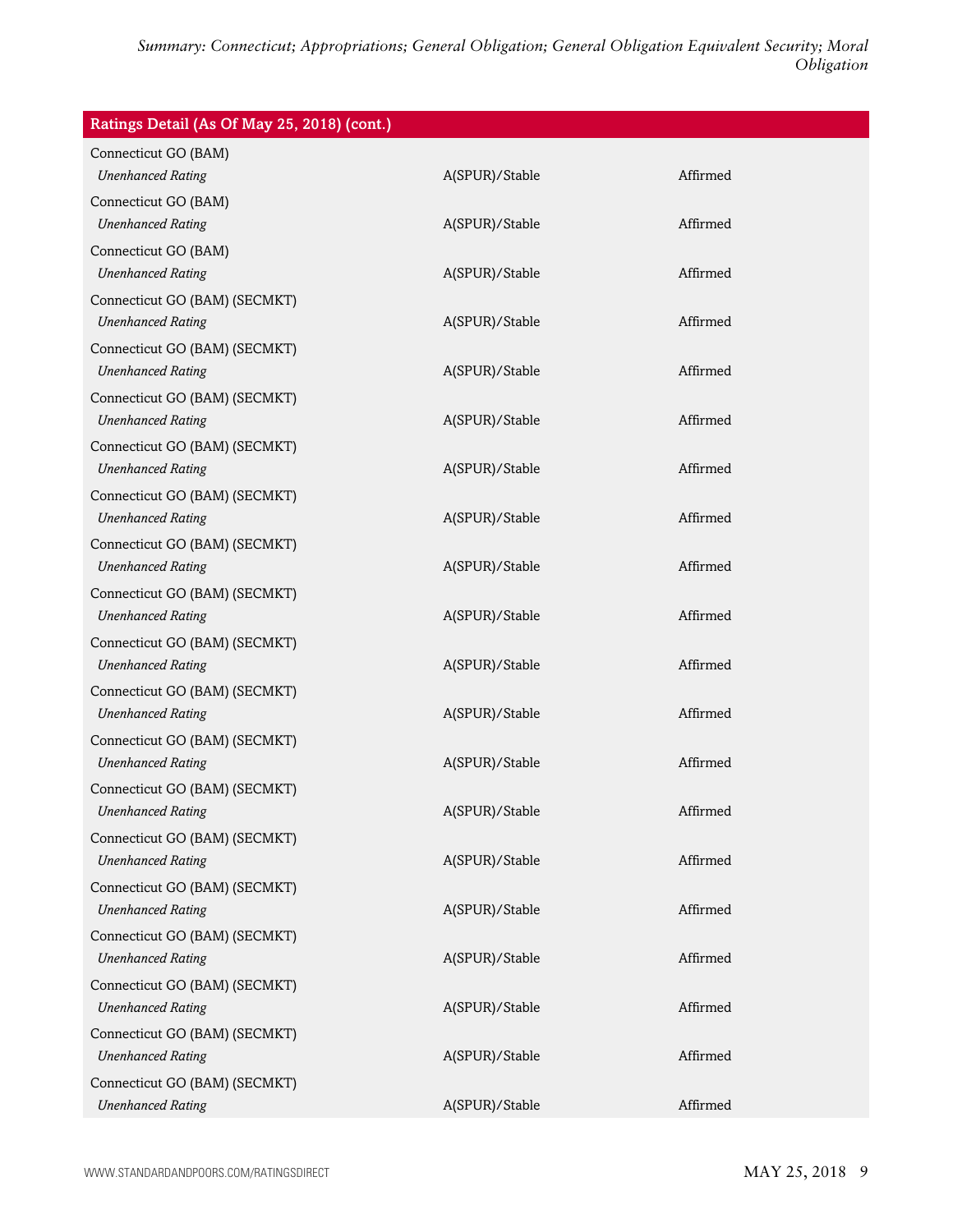| Ratings Detail (As Of May 25, 2018) (cont.) | | |
|---|---|---|
| Connecticut GO (BAM) | | |
| *Unenhanced Rating* | A(SPUR)/Stable | Affirmed |
| Connecticut GO (BAM) | | |
| *Unenhanced Rating* | A(SPUR)/Stable | Affirmed |
| Connecticut GO (BAM) | | |
| *Unenhanced Rating* | A(SPUR)/Stable | Affirmed |
| Connecticut GO (BAM) (SECMKT) | | |
| *Unenhanced Rating* | A(SPUR)/Stable | Affirmed |
| Connecticut GO (BAM) (SECMKT) | | |
| *Unenhanced Rating* | A(SPUR)/Stable | Affirmed |
| Connecticut GO (BAM) (SECMKT) | | |
| *Unenhanced Rating* | A(SPUR)/Stable | Affirmed |
| Connecticut GO (BAM) (SECMKT) | | |
| *Unenhanced Rating* | A(SPUR)/Stable | Affirmed |
| Connecticut GO (BAM) (SECMKT) | | |
| *Unenhanced Rating* | A(SPUR)/Stable | Affirmed |
| Connecticut GO (BAM) (SECMKT) | | |
| *Unenhanced Rating* | A(SPUR)/Stable | Affirmed |
| Connecticut GO (BAM) (SECMKT) | | |
| *Unenhanced Rating* | A(SPUR)/Stable | Affirmed |
| Connecticut GO (BAM) (SECMKT) | | |
| *Unenhanced Rating* | A(SPUR)/Stable | Affirmed |
| Connecticut GO (BAM) (SECMKT) | | |
| *Unenhanced Rating* | A(SPUR)/Stable | Affirmed |
| Connecticut GO (BAM) (SECMKT) | | |
| *Unenhanced Rating* | A(SPUR)/Stable | Affirmed |
| Connecticut GO (BAM) (SECMKT) | | |
| *Unenhanced Rating* | A(SPUR)/Stable | Affirmed |
| Connecticut GO (BAM) (SECMKT) | | |
| *Unenhanced Rating* | A(SPUR)/Stable | Affirmed |
| Connecticut GO (BAM) (SECMKT) | | |
| *Unenhanced Rating* | A(SPUR)/Stable | Affirmed |
| Connecticut GO (BAM) (SECMKT) | | |
| *Unenhanced Rating* | A(SPUR)/Stable | Affirmed |
| Connecticut GO (BAM) (SECMKT) | | |
| *Unenhanced Rating* | A(SPUR)/Stable | Affirmed |
| Connecticut GO (BAM) (SECMKT) | | |
| *Unenhanced Rating* | A(SPUR)/Stable | Affirmed |
| Connecticut GO (BAM) (SECMKT) | | |
| *Unenhanced Rating* | A(SPUR)/Stable | Affirmed |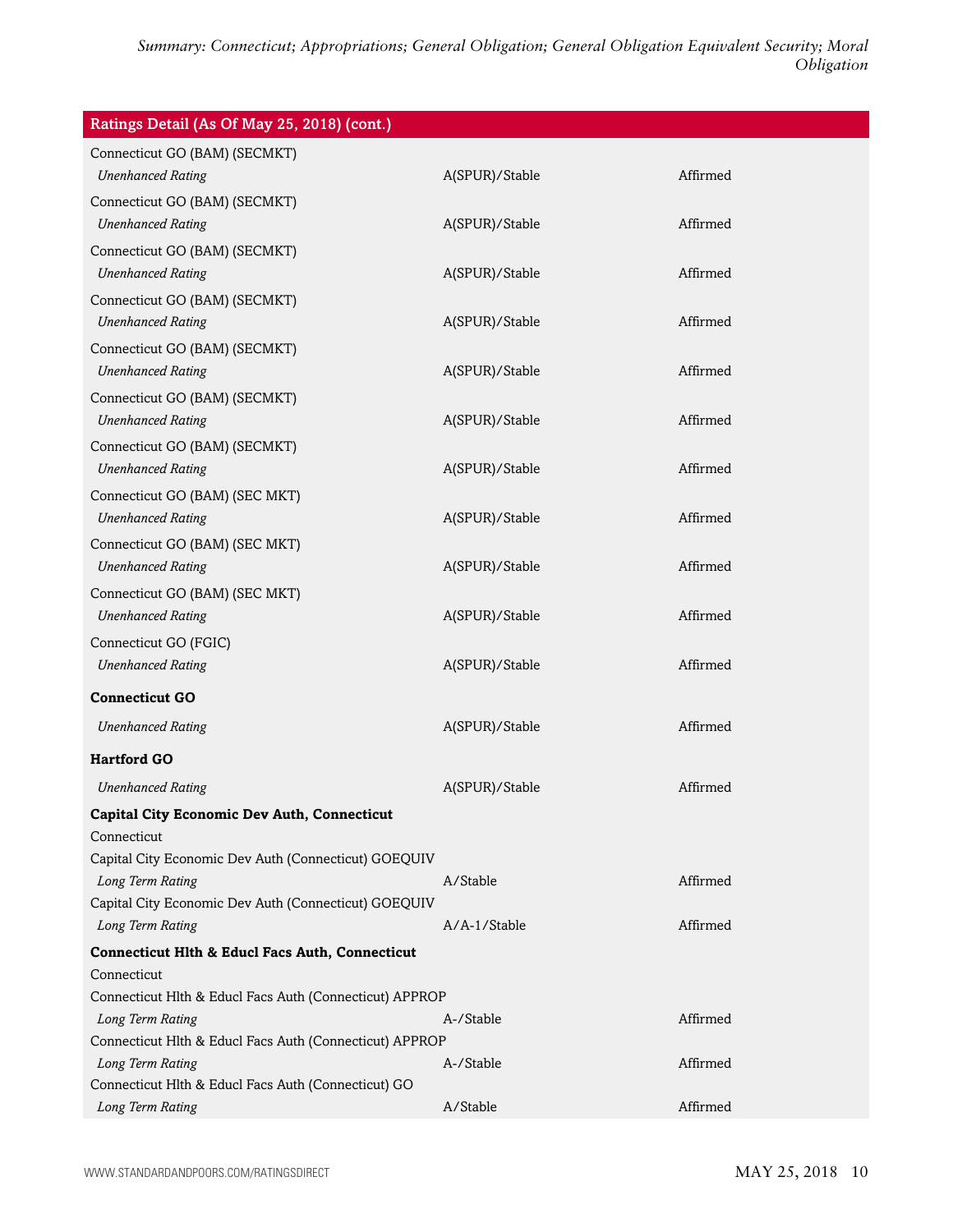| Ratings Detail (As Of May 25, 2018) (cont.) | | |
|---|---|---|
| Connecticut GO (BAM) (SECMKT) | | |
| *Unenhanced Rating* | A(SPUR)/Stable | Affirmed |
| Connecticut GO (BAM) (SECMKT) | | |
| *Unenhanced Rating* | A(SPUR)/Stable | Affirmed |
| Connecticut GO (BAM) (SECMKT) | | |
| *Unenhanced Rating* | A(SPUR)/Stable | Affirmed |
| Connecticut GO (BAM) (SECMKT) | | |
| *Unenhanced Rating* | A(SPUR)/Stable | Affirmed |
| Connecticut GO (BAM) (SECMKT) | | |
| *Unenhanced Rating* | A(SPUR)/Stable | Affirmed |
| Connecticut GO (BAM) (SECMKT) | | |
| *Unenhanced Rating* | A(SPUR)/Stable | Affirmed |
| Connecticut GO (BAM) (SECMKT) | | |
| *Unenhanced Rating* | A(SPUR)/Stable | Affirmed |
| Connecticut GO (BAM) (SEC MKT) | | |
| *Unenhanced Rating* | A(SPUR)/Stable | Affirmed |
| Connecticut GO (BAM) (SEC MKT) | | |
| *Unenhanced Rating* | A(SPUR)/Stable | Affirmed |
| Connecticut GO (BAM) (SEC MKT) | | |
| *Unenhanced Rating* | A(SPUR)/Stable | Affirmed |
| Connecticut GO (FGIC) | | |
| *Unenhanced Rating* | A(SPUR)/Stable | Affirmed |
| **Connecticut GO** | | |
| *Unenhanced Rating* | A(SPUR)/Stable | Affirmed |
| **Hartford GO** | | |
| *Unenhanced Rating* | A(SPUR)/Stable | Affirmed |
| **Capital City Economic Dev Auth, Connecticut** | | |
| Connecticut | | |
| Capital City Economic Dev Auth (Connecticut) GOEQUIV | | |
| *Long Term Rating* | A/Stable | Affirmed |
| Capital City Economic Dev Auth (Connecticut) GOEQUIV | | |
| *Long Term Rating* | A/A-1/Stable | Affirmed |
| **Connecticut Hlth & Educl Facs Auth, Connecticut** | | |
| Connecticut | | |
| Connecticut Hlth & Educl Facs Auth (Connecticut) APPROP | | |
| *Long Term Rating* | A-/Stable | Affirmed |
| Connecticut Hlth & Educl Facs Auth (Connecticut) APPROP | | |
| *Long Term Rating* | A-/Stable | Affirmed |
| Connecticut Hlth & Educl Facs Auth (Connecticut) GO | | |
| *Long Term Rating* | A/Stable | Affirmed |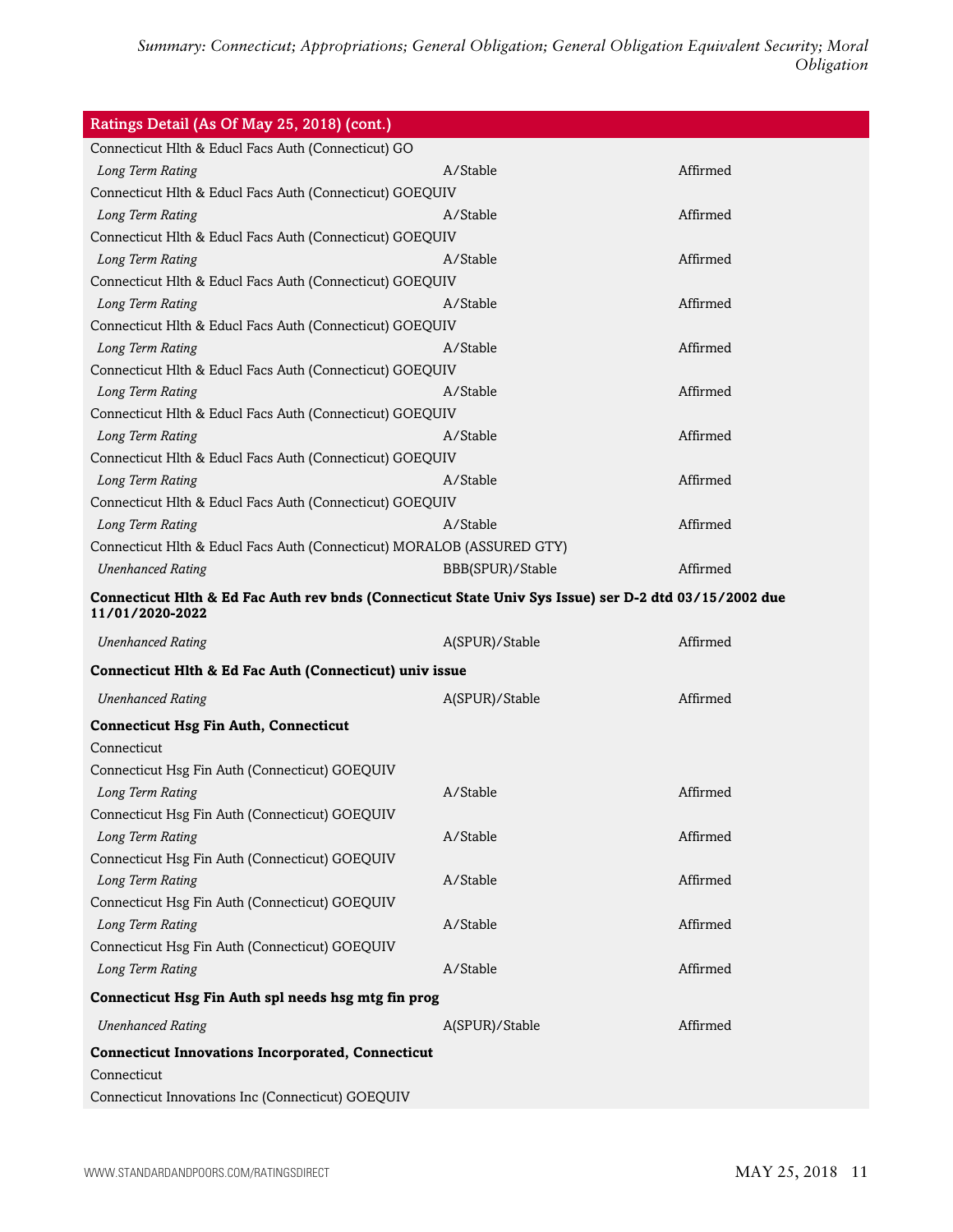| Ratings Detail (As Of May 25, 2018) (cont.) | | |
|---|---|---|
| Connecticut Hlth & Educl Facs Auth (Connecticut) GO | | |
| *Long Term Rating* | A/Stable | Affirmed |
| Connecticut Hlth & Educl Facs Auth (Connecticut) GOEQUIV | | |
| *Long Term Rating* | A/Stable | Affirmed |
| Connecticut Hlth & Educl Facs Auth (Connecticut) GOEQUIV | | |
| *Long Term Rating* | A/Stable | Affirmed |
| Connecticut Hlth & Educl Facs Auth (Connecticut) GOEQUIV | | |
| *Long Term Rating* | A/Stable | Affirmed |
| Connecticut Hlth & Educl Facs Auth (Connecticut) GOEQUIV | | |
| *Long Term Rating* | A/Stable | Affirmed |
| Connecticut Hlth & Educl Facs Auth (Connecticut) GOEQUIV | | |
| *Long Term Rating* | A/Stable | Affirmed |
| Connecticut Hlth & Educl Facs Auth (Connecticut) GOEQUIV | | |
| *Long Term Rating* | A/Stable | Affirmed |
| Connecticut Hlth & Educl Facs Auth (Connecticut) GOEQUIV | | |
| *Long Term Rating* | A/Stable | Affirmed |
| Connecticut Hlth & Educl Facs Auth (Connecticut) GOEQUIV | | |
| *Long Term Rating* | A/Stable | Affirmed |
| Connecticut Hlth & Educl Facs Auth (Connecticut) MORALOB (ASSURED GTY) | | |
| *Unenhanced Rating* | BBB(SPUR)/Stable | Affirmed |
| **Connecticut Hlth & Ed Fac Auth rev bnds (Connecticut State Univ Sys Issue) ser D-2 dtd 03/15/2002 due 11/01/2020-2022** | | |
| *Unenhanced Rating* | A(SPUR)/Stable | Affirmed |
| **Connecticut Hlth & Ed Fac Auth (Connecticut) univ issue** | | |
| *Unenhanced Rating* | A(SPUR)/Stable | Affirmed |
| **Connecticut Hsg Fin Auth, Connecticut** | | |
| Connecticut | | |
| Connecticut Hsg Fin Auth (Connecticut) GOEQUIV | | |
| *Long Term Rating* | A/Stable | Affirmed |
| Connecticut Hsg Fin Auth (Connecticut) GOEQUIV | | |
| *Long Term Rating* | A/Stable | Affirmed |
| Connecticut Hsg Fin Auth (Connecticut) GOEQUIV | | |
| *Long Term Rating* | A/Stable | Affirmed |
| Connecticut Hsg Fin Auth (Connecticut) GOEQUIV | | |
| *Long Term Rating* | A/Stable | Affirmed |
| Connecticut Hsg Fin Auth (Connecticut) GOEQUIV | | |
| *Long Term Rating* | A/Stable | Affirmed |
| **Connecticut Hsg Fin Auth spl needs hsg mtg fin prog** | | |
| *Unenhanced Rating* | A(SPUR)/Stable | Affirmed |
| **Connecticut Innovations Incorporated, Connecticut** | | |
| Connecticut | | |
| Connecticut Innovations Inc (Connecticut) GOEQUIV | | |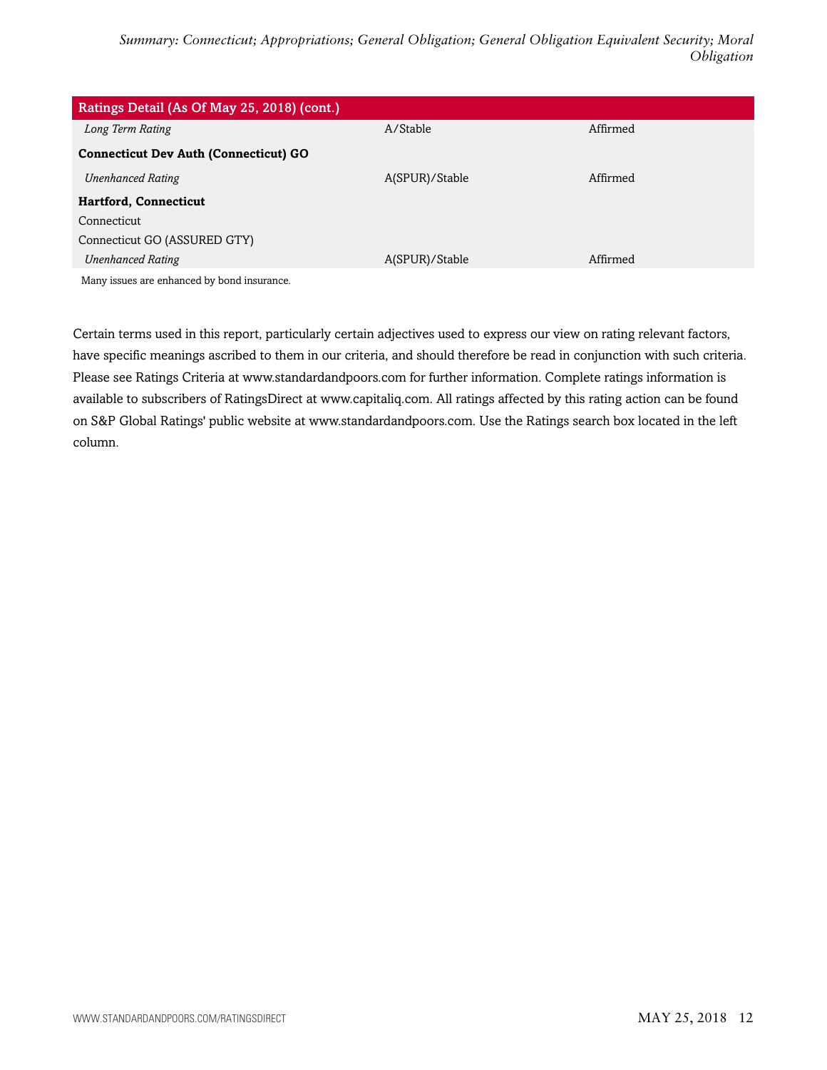| Ratings Detail (As Of May 25, 2018) (cont.) | | |
|---|---|---|
| *Long Term Rating* | A/Stable | Affirmed |
| **Connecticut Dev Auth (Connecticut) GO** | | |
| *Unenhanced Rating* | A(SPUR)/Stable | Affirmed |
| **Hartford, Connecticut** | | |
| Connecticut | | |
| Connecticut GO (ASSURED GTY) | | |
| *Unenhanced Rating* | A(SPUR)/Stable | Affirmed |

Many issues are enhanced by bond insurance.

Certain terms used in this report, particularly certain adjectives used to express our view on rating relevant factors, have specific meanings ascribed to them in our criteria, and should therefore be read in conjunction with such criteria. Please see Ratings Criteria at www.standardandpoors.com for further information. Complete ratings information is available to subscribers of RatingsDirect at www.capitaliq.com. All ratings affected by this rating action can be found on S&P Global Ratings' public website at www.standardandpoors.com. Use the Ratings search box located in the left column.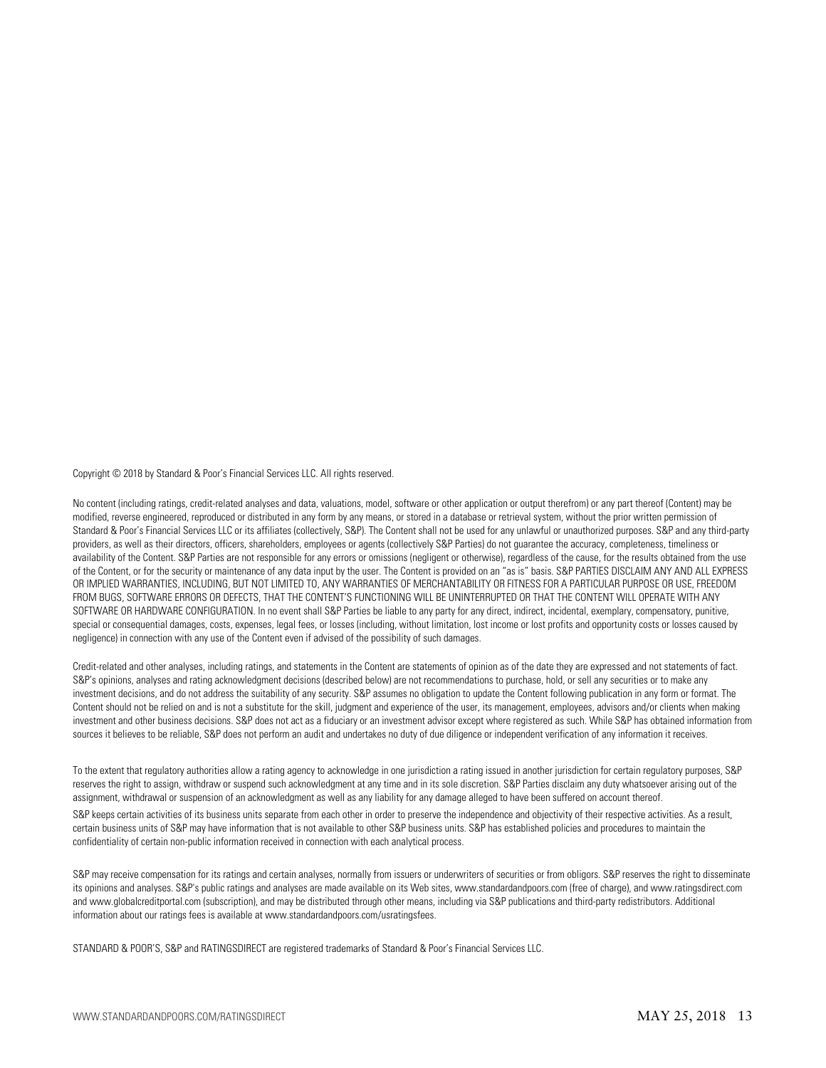Copyright © 2018 by Standard & Poor's Financial Services LLC. All rights reserved.

No content (including ratings, credit-related analyses and data, valuations, model, software or other application or output therefrom) or any part thereof (Content) may be modified, reverse engineered, reproduced or distributed in any form by any means, or stored in a database or retrieval system, without the prior written permission of Standard & Poor's Financial Services LLC or its affiliates (collectively, S&P). The Content shall not be used for any unlawful or unauthorized purposes. S&P and any third-party providers, as well as their directors, officers, shareholders, employees or agents (collectively S&P Parties) do not guarantee the accuracy, completeness, timeliness or availability of the Content. S&P Parties are not responsible for any errors or omissions (negligent or otherwise), regardless of the cause, for the results obtained from the use of the Content, or for the security or maintenance of any data input by the user. The Content is provided on an "as is" basis. S&P PARTIES DISCLAIM ANY AND ALL EXPRESS OR IMPLIED WARRANTIES, INCLUDING, BUT NOT LIMITED TO, ANY WARRANTIES OF MERCHANTABILITY OR FITNESS FOR A PARTICULAR PURPOSE OR USE, FREEDOM FROM BUGS, SOFTWARE ERRORS OR DEFECTS, THAT THE CONTENT'S FUNCTIONING WILL BE UNINTERRUPTED OR THAT THE CONTENT WILL OPERATE WITH ANY SOFTWARE OR HARDWARE CONFIGURATION. In no event shall S&P Parties be liable to any party for any direct, indirect, incidental, exemplary, compensatory, punitive, special or consequential damages, costs, expenses, legal fees, or losses (including, without limitation, lost income or lost profits and opportunity costs or losses caused by negligence) in connection with any use of the Content even if advised of the possibility of such damages.

Credit-related and other analyses, including ratings, and statements in the Content are statements of opinion as of the date they are expressed and not statements of fact. S&P's opinions, analyses and rating acknowledgment decisions (described below) are not recommendations to purchase, hold, or sell any securities or to make any investment decisions, and do not address the suitability of any security. S&P assumes no obligation to update the Content following publication in any form or format. The Content should not be relied on and is not a substitute for the skill, judgment and experience of the user, its management, employees, advisors and/or clients when making investment and other business decisions. S&P does not act as a fiduciary or an investment advisor except where registered as such. While S&P has obtained information from sources it believes to be reliable, S&P does not perform an audit and undertakes no duty of due diligence or independent verification of any information it receives.

To the extent that regulatory authorities allow a rating agency to acknowledge in one jurisdiction a rating issued in another jurisdiction for certain regulatory purposes, S&P reserves the right to assign, withdraw or suspend such acknowledgment at any time and in its sole discretion. S&P Parties disclaim any duty whatsoever arising out of the assignment, withdrawal or suspension of an acknowledgment as well as any liability for any damage alleged to have been suffered on account thereof.

S&P keeps certain activities of its business units separate from each other in order to preserve the independence and objectivity of their respective activities. As a result, certain business units of S&P may have information that is not available to other S&P business units. S&P has established policies and procedures to maintain the confidentiality of certain non-public information received in connection with each analytical process.

S&P may receive compensation for its ratings and certain analyses, normally from issuers or underwriters of securities or from obligors. S&P reserves the right to disseminate its opinions and analyses. S&P's public ratings and analyses are made available on its Web sites, www.standardandpoors.com (free of charge), and www.ratingsdirect.com and www.globalcreditportal.com (subscription), and may be distributed through other means, including via S&P publications and third-party redistributors. Additional information about our ratings fees is available at www.standardandpoors.com/usratingsfees.

STANDARD & POOR'S, S&P and RATINGSDIRECT are registered trademarks of Standard & Poor's Financial Services LLC.